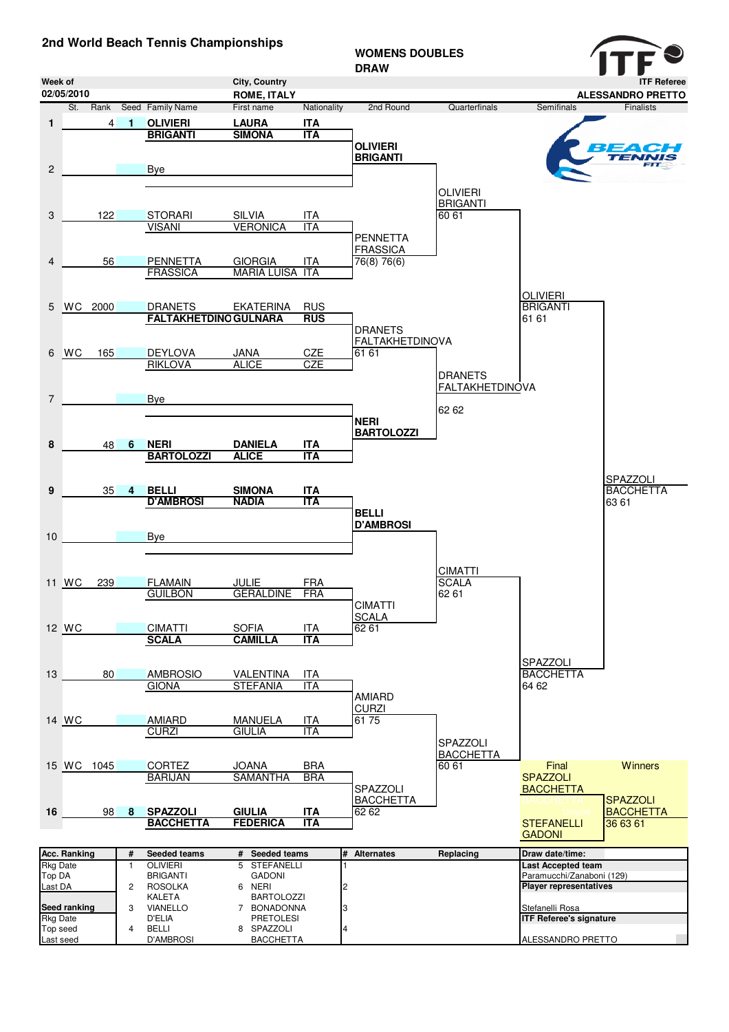# 2nd World Beach Tennis Championships

**WOMENS DOUBLES DRAW**

**ITF**

| Week of | City, Country | ITF Referee |
|---|---|---|
| 02/05/2010 | ROME, ITALY | ALESSANDRO PRETTO |

## First Round

| # | St. | Rank | Seed | Family Name | First name | Nationality |
|---|---|---|---|---|---|---|
| 1 | | 4 | 1 | **OLIVIERI** / **BRIGANTI** | **LAURA** / **SIMONA** | **ITA** / **ITA** |
| 2 | | | | Bye | | |
| 3 | | 122 | | STORARI / VISANI | SILVIA / VERONICA | ITA / ITA |
| 4 | | 56 | | PENNETTA / FRASSICA | GIORGIA / MARIA LUISA | ITA / ITA |
| 5 | WC | 2000 | | DRANETS / **FALTAKHETDINO** | EKATERINA / **GULNARA** | RUS / **RUS** |
| 6 | WC | 165 | | DEYLOVA / RIKLOVA | JANA / ALICE | CZE / CZE |
| 7 | | | | Bye | | |
| 8 | | 48 | 6 | **NERI** / **BARTOLOZZI** | **DANIELA** / **ALICE** | **ITA** / **ITA** |
| 9 | | 35 | 4 | **BELLI** / **D'AMBROSI** | **SIMONA** / **NADIA** | **ITA** / **ITA** |
| 10 | | | | Bye | | |
| 11 | WC | 239 | | FLAMAIN / GUILBON | JULIE / GERALDINE | FRA / FRA |
| 12 | WC | | | CIMATTI / **SCALA** | SOFIA / **CAMILLA** | ITA / **ITA** |
| 13 | | 80 | | AMBROSIO / GIONA | VALENTINA / STEFANIA | ITA / ITA |
| 14 | WC | | | AMIARD / CURZI | MANUELA / GIULIA | ITA / ITA |
| 15 | WC | 1045 | | CORTEZ / BARIJAN | JOANA / SAMANTHA | BRA / BRA |
| 16 | | 98 | 8 | **SPAZZOLI** / **BACCHETTA** | **GIULIA** / **FEDERICA** | **ITA** / **ITA** |

## 2nd Round

- **OLIVIERI / BRIGANTI**
- PENNETTA / FRASSICA 76(8) 76(6)
- DRANETS / FALTAKHETDINOVA 61 61
- **NERI / BARTOLOZZI**
- **BELLI / D'AMBROSI**
- CIMATTI / SCALA 62 61
- AMIARD / CURZI 61 75
- SPAZZOLI / BACCHETTA 62 62

## Quarterfinals

- OLIVIERI / BRIGANTI 60 61
- DRANETS / FALTAKHETDINOVA 62 62
- CIMATTI / SCALA 62 61
- SPAZZOLI / BACCHETTA 60 61

## Semifinals

- OLIVIERI / BRIGANTI 61 61
- SPAZZOLI / BACCHETTA 64 62

## Finalists

- SPAZZOLI / BACCHETTA 63 61

## Final

SPAZZOLI / BACCHETTA vs STEFANELLI / GADONI

## Winners

SPAZZOLI / BACCHETTA 36 63 61

| Acc. Ranking | # | Seeded teams | # | Seeded teams | # | Alternates | Replacing | Draw date/time: |
|---|---|---|---|---|---|---|---|---|
| Rkg Date | 1 | OLIVIERI / BRIGANTI | 5 | STEFANELLI / GADONI | 1 | | | Last Accepted team: Paramucchi/Zanaboni (129) |
| Top DA | | | | | | | | |
| Last DA | 2 | ROSOLKA / KALETA | 6 | NERI / BARTOLOZZI | 2 | | | Player representatives |
| Seed ranking | 3 | VIANELLO / D'ELIA | 7 | BONADONNA / PRETOLESI | 3 | | | Stefanelli Rosa |
| Rkg Date | | | | | | | | ITF Referee's signature |
| Top seed | 4 | BELLI / D'AMBROSI | 8 | SPAZZOLI / BACCHETTA | 4 | | | |
| Last seed | | | | | | | | ALESSANDRO PRETTO |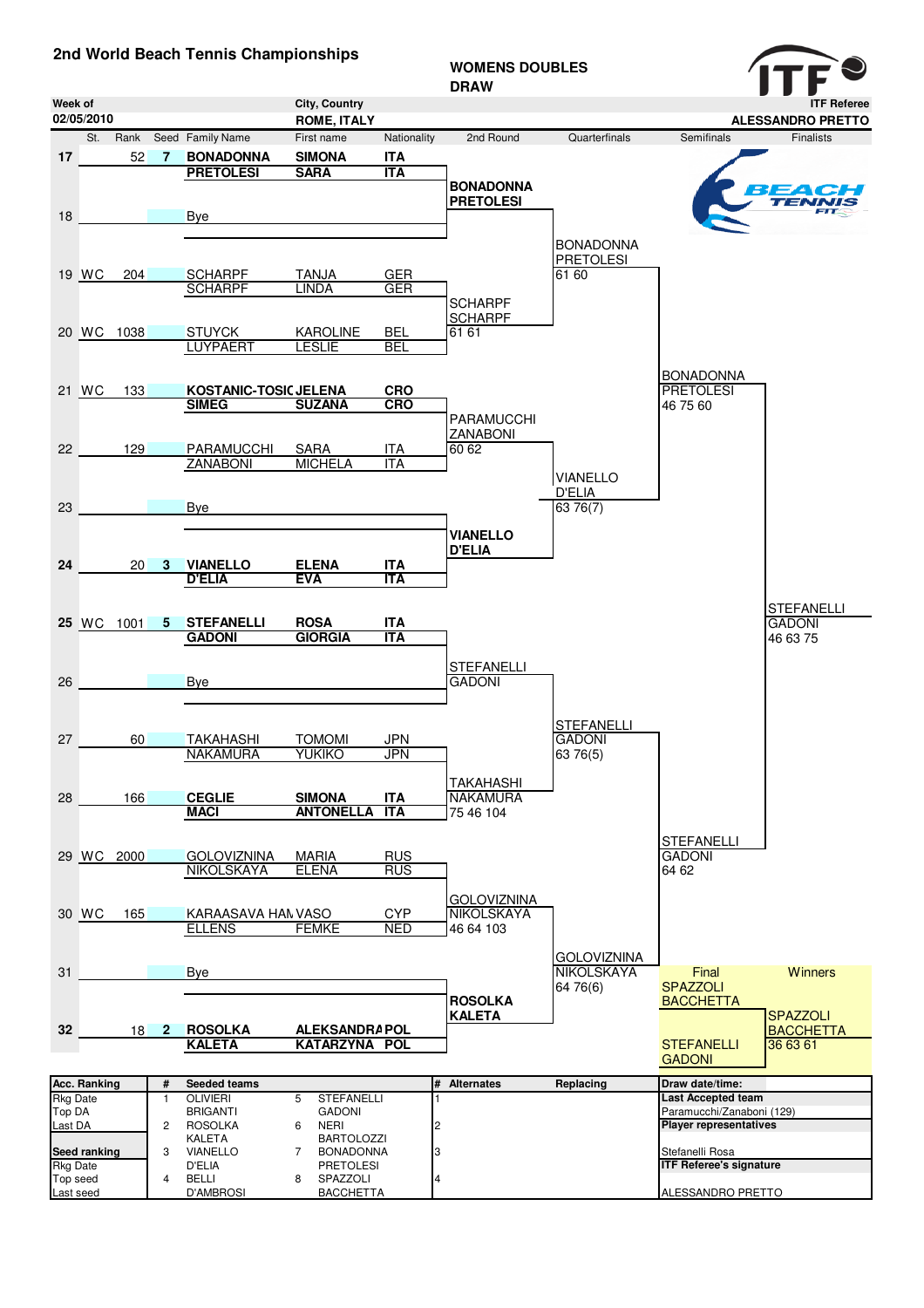## 2nd World Beach Tennis Championships

**WOMENS DOUBLES DRAW**

ITF

| Week of | City, Country | ITF Referee |
|---|---|---|
| 02/05/2010 | ROME, ITALY | ALESSANDRO PRETTO |

| St. | | Rank | Seed | Family Name | First name | Nationality |
|---|---|---|---|---|---|---|
| 17 | | 52 | 7 | **BONADONNA** | **SIMONA** | **ITA** |
| | | | | **PRETOLESI** | **SARA** | **ITA** |
| 18 | | | | Bye | | |
| 19 | WC | 204 | | SCHARPF | TANJA | GER |
| | | | | SCHARPF | LINDA | GER |
| 20 | WC | 1038 | | STUYCK | KAROLINE | BEL |
| | | | | LUYPAERT | LESLIE | BEL |
| 21 | WC | 133 | | **KOSTANIC-TOSIC** | **JELENA** | **CRO** |
| | | | | **SIMEG** | **SUZANA** | **CRO** |
| 22 | | 129 | | PARAMUCCHI | SARA | ITA |
| | | | | ZANABONI | MICHELA | ITA |
| 23 | | | | Bye | | |
| 24 | | 20 | 3 | **VIANELLO** | **ELENA** | **ITA** |
| | | | | **D'ELIA** | **EVA** | **ITA** |
| 25 | WC | 1001 | 5 | **STEFANELLI** | **ROSA** | **ITA** |
| | | | | **GADONI** | **GIORGIA** | **ITA** |
| 26 | | | | Bye | | |
| 27 | | 60 | | TAKAHASHI | TOMOMI | JPN |
| | | | | NAKAMURA | YUKIKO | JPN |
| 28 | | 166 | | **CEGLIE** | **SIMONA** | **ITA** |
| | | | | **MACI** | **ANTONELLA** | **ITA** |
| 29 | WC | 2000 | | GOLOVIZNINA | MARIA | RUS |
| | | | | NIKOLSKAYA | ELENA | RUS |
| 30 | WC | 165 | | KARAASAVA HAN | VASO | CYP |
| | | | | ELLENS | FEMKE | NED |
| 31 | | | | Bye | | |
| 32 | | 18 | 2 | **ROSOLKA** | **ALEKSANDRA** | **POL** |
| | | | | **KALETA** | **KATARZYNA** | **POL** |

**2nd Round**
- **BONADONNA / PRETOLESI**
- SCHARPF / SCHARPF 61 61
- PARAMUCCHI / ZANABONI 60 62
- **VIANELLO / D'ELIA**
- STEFANELLI / GADONI
- TAKAHASHI / NAKAMURA 75 46 104
- GOLOVIZNINA / NIKOLSKAYA 46 64 103
- **ROSOLKA / KALETA**

**Quarterfinals**
- BONADONNA / PRETOLESI 61 60
- VIANELLO / D'ELIA 63 76(7)
- STEFANELLI / GADONI 63 76(5)
- GOLOVIZNINA / NIKOLSKAYA 64 76(6)

**Semifinals**
- BONADONNA / PRETOLESI 46 75 60
- STEFANELLI / GADONI 64 62

**Finalists**
- STEFANELLI / GADONI 46 63 75

**Final**
- SPAZZOLI / BACCHETTA
- STEFANELLI / GADONI

**Winners**
- SPAZZOLI / BACCHETTA 36 63 61

| Acc. Ranking | # | Seeded teams | # | | # | Alternates | Replacing | Draw date/time: |
|---|---|---|---|---|---|---|---|---|
| Rkg Date | 1 | OLIVIERI / BRIGANTI | 5 | STEFANELLI / GADONI | 1 | | | **Last Accepted team** |
| Top DA | | | | | | | | Paramucchi/Zanaboni (129) |
| Last DA | 2 | ROSOLKA / KALETA | 6 | NERI / BARTOLOZZI | 2 | | | **Player representatives** |
| **Seed ranking** | 3 | VIANELLO / D'ELIA | 7 | BONADONNA / PRETOLESI | 3 | | | Stefanelli Rosa |
| Rkg Date | | | | | | | | **ITF Referee's signature** |
| Top seed | 4 | BELLI / D'AMBROSI | 8 | SPAZZOLI / BACCHETTA | 4 | | | |
| Last seed | | | | | | | | ALESSANDRO PRETTO |